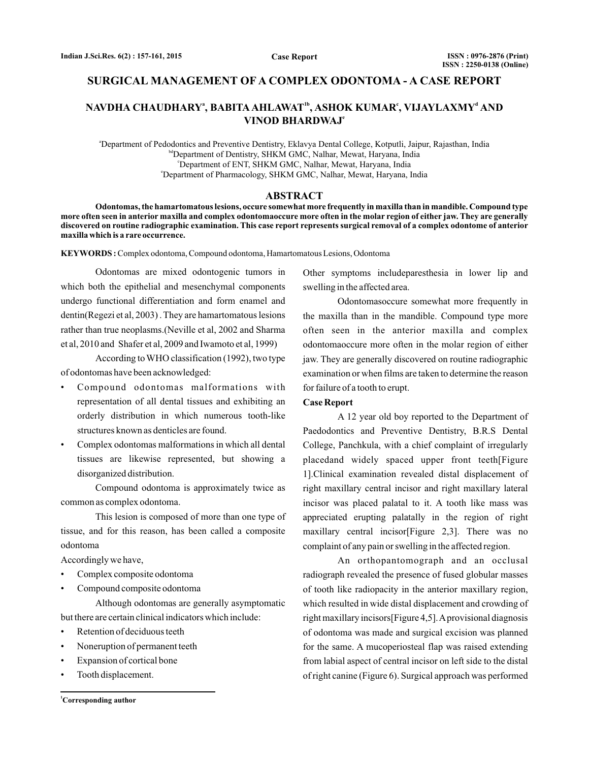# SURGICAL MANAGEMENT OF A COMPLEX ODONTOMA - A CASE REPORT

**NAVDHA CHAUDHARY[a], BABITA AHLAWAT[1b], ASHOK KUMAR[c], VIJAYLAXMY[d] AND VINOD BHARDWAJ[e]**

[a]Department of Pedodontics and Preventive Dentistry, Eklavya Dental College, Kotputli, Jaipur, Rajasthan, India
[bd]Department of Dentistry, SHKM GMC, Nalhar, Mewat, Haryana, India
[c]Department of ENT, SHKM GMC, Nalhar, Mewat, Haryana, India
[e]Department of Pharmacology, SHKM GMC, Nalhar, Mewat, Haryana, India

## ABSTRACT

**Odontomas, the hamartomatous lesions, occure somewhat more frequently in maxilla than in mandible. Compound type more often seen in anterior maxilla and complex odontomaoccure more often in the molar region of either jaw. They are generally discovered on routine radiographic examination. This case report represents surgical removal of a complex odontome of anterior maxilla which is a rare occurrence.**

**KEYWORDS :** Complex odontoma, Compound odontoma, Hamartomatous Lesions, Odontoma

Odontomas are mixed odontogenic tumors in which both the epithelial and mesenchymal components undergo functional differentiation and form enamel and dentin(Regezi et al, 2003) . They are hamartomatous lesions rather than true neoplasms.(Neville et al, 2002 and Sharma et al, 2010 and Shafer et al, 2009 and Iwamoto et al, 1999)

According to WHO classification (1992), two type of odontomas have been acknowledged:

- Compound odontomas malformations with representation of all dental tissues and exhibiting an orderly distribution in which numerous tooth-like structures known as denticles are found.
- Complex odontomas malformations in which all dental tissues are likewise represented, but showing a disorganized distribution.

Compound odontoma is approximately twice as common as complex odontoma.

This lesion is composed of more than one type of tissue, and for this reason, has been called a composite odontoma

Accordingly we have,

- Complex composite odontoma
- Compound composite odontoma

Although odontomas are generally asymptomatic but there are certain clinical indicators which include:

- Retention of deciduous teeth
- Noneruption of permanent teeth
- Expansion of cortical bone
- Tooth displacement.

Other symptoms includeparesthesia in lower lip and swelling in the affected area.

Odontomasoccure somewhat more frequently in the maxilla than in the mandible. Compound type more often seen in the anterior maxilla and complex odontomaoccure more often in the molar region of either jaw. They are generally discovered on routine radiographic examination or when films are taken to determine the reason for failure of a tooth to erupt.

### Case Report

A 12 year old boy reported to the Department of Paedodontics and Preventive Dentistry, B.R.S Dental College, Panchkula, with a chief complaint of irregularly placedand widely spaced upper front teeth[Figure 1].Clinical examination revealed distal displacement of right maxillary central incisor and right maxillary lateral incisor was placed palatal to it. A tooth like mass was appreciated erupting palatally in the region of right maxillary central incisor[Figure 2,3]. There was no complaint of any pain or swelling in the affected region.

An orthopantomograph and an occlusal radiograph revealed the presence of fused globular masses of tooth like radiopacity in the anterior maxillary region, which resulted in wide distal displacement and crowding of right maxillary incisors[Figure 4,5]. A provisional diagnosis of odontoma was made and surgical excision was planned for the same. A mucoperiosteal flap was raised extending from labial aspect of central incisor on left side to the distal of right canine (Figure 6). Surgical approach was performed

[1]Corresponding author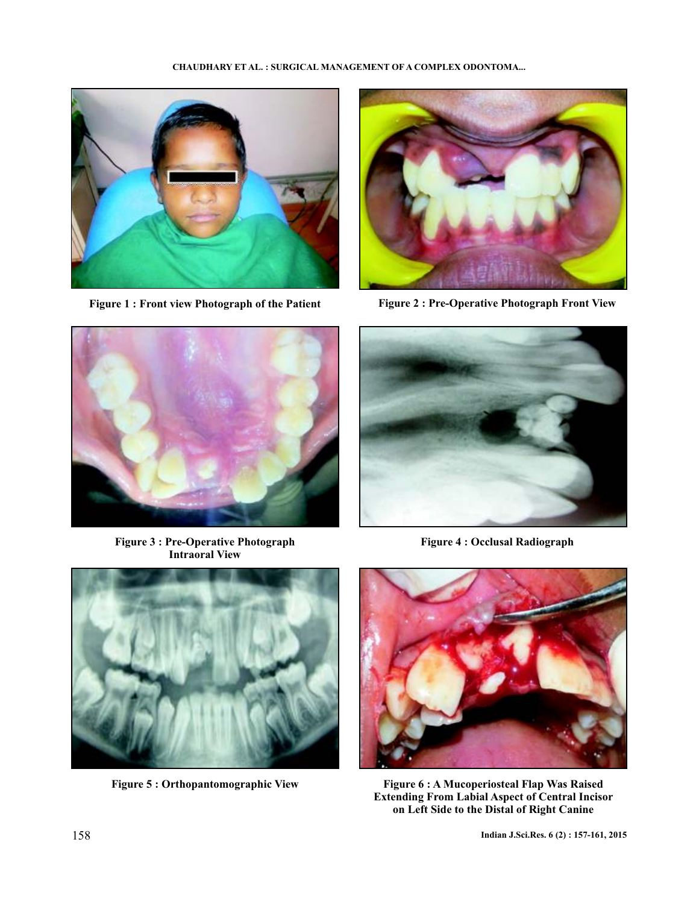Figure 1 : Front view Photograph of the Patient

Figure 2 : Pre-Operative Photograph Front View

Figure 3 : Pre-Operative Photograph Intraoral View

Figure 4 : Occlusal Radiograph

Figure 5 : Orthopantomographic View

Figure 6 : A Mucoperiosteal Flap Was Raised Extending From Labial Aspect of Central Incisor on Left Side to the Distal of Right Canine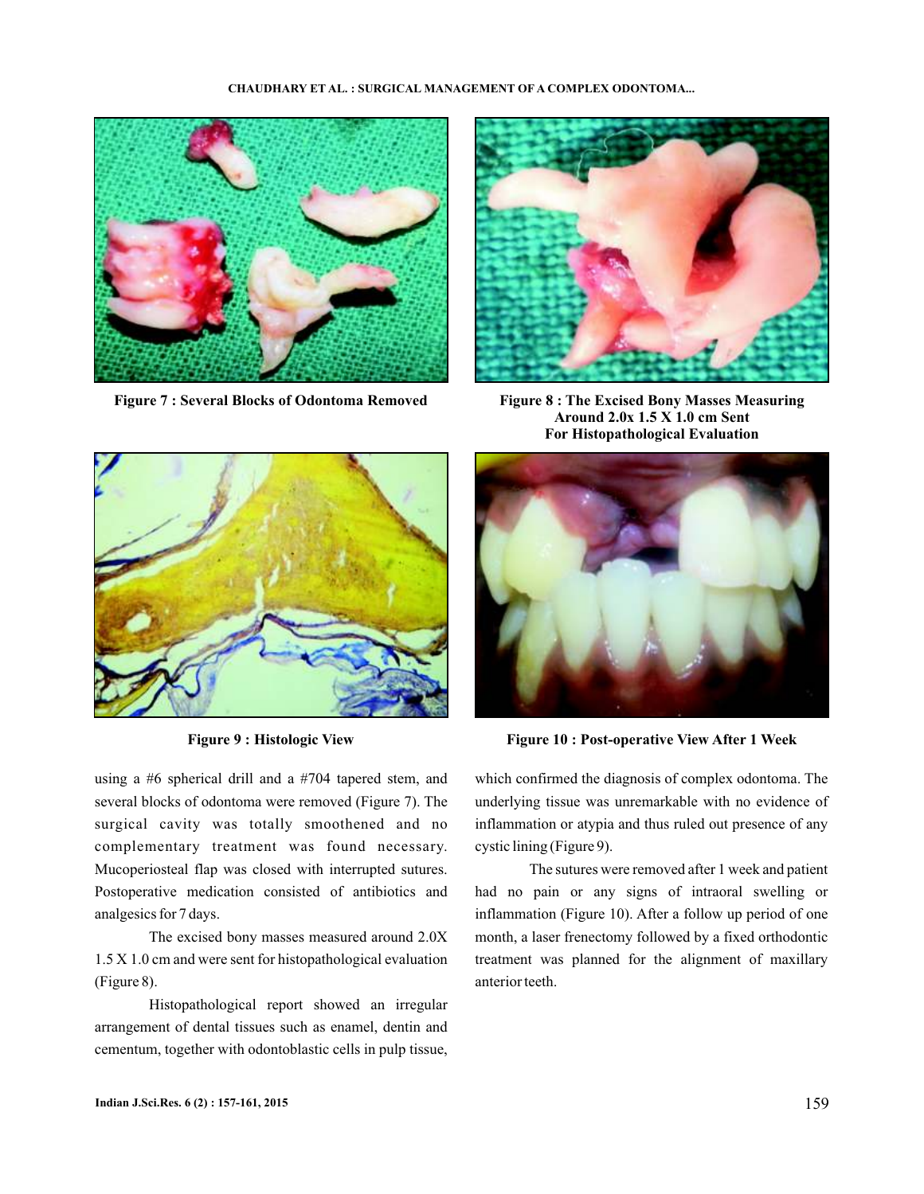Figure 7 : Several Blocks of Odontoma Removed

Figure 8 : The Excised Bony Masses Measuring Around 2.0x 1.5 X 1.0 cm Sent For Histopathological Evaluation

Figure 9 : Histologic View

Figure 10 : Post-operative View After 1 Week

using a #6 spherical drill and a #704 tapered stem, and several blocks of odontoma were removed (Figure 7). The surgical cavity was totally smoothened and no complementary treatment was found necessary. Mucoperiosteal flap was closed with interrupted sutures. Postoperative medication consisted of antibiotics and analgesics for 7 days.

The excised bony masses measured around 2.0X 1.5 X 1.0 cm and were sent for histopathological evaluation (Figure 8).

Histopathological report showed an irregular arrangement of dental tissues such as enamel, dentin and cementum, together with odontoblastic cells in pulp tissue, which confirmed the diagnosis of complex odontoma. The underlying tissue was unremarkable with no evidence of inflammation or atypia and thus ruled out presence of any cystic lining (Figure 9).

The sutures were removed after 1 week and patient had no pain or any signs of intraoral swelling or inflammation (Figure 10). After a follow up period of one month, a laser frenectomy followed by a fixed orthodontic treatment was planned for the alignment of maxillary anterior teeth.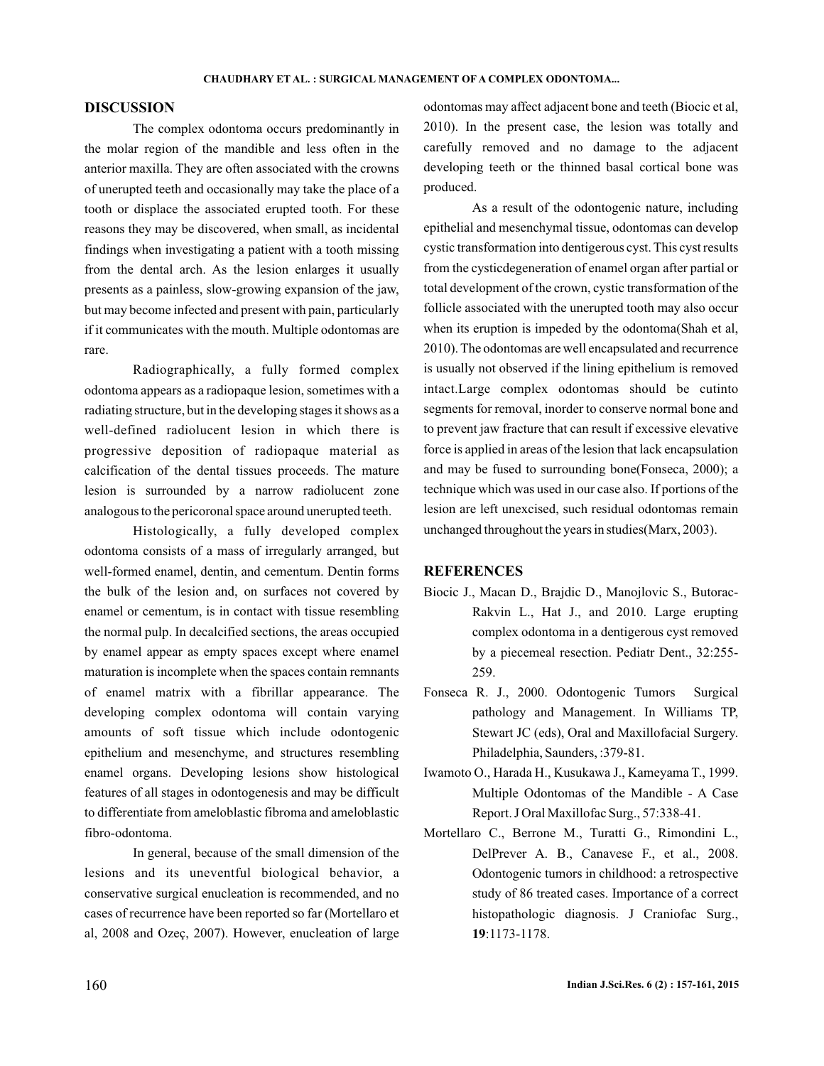## DISCUSSION

The complex odontoma occurs predominantly in the molar region of the mandible and less often in the anterior maxilla. They are often associated with the crowns of unerupted teeth and occasionally may take the place of a tooth or displace the associated erupted tooth. For these reasons they may be discovered, when small, as incidental findings when investigating a patient with a tooth missing from the dental arch. As the lesion enlarges it usually presents as a painless, slow-growing expansion of the jaw, but may become infected and present with pain, particularly if it communicates with the mouth. Multiple odontomas are rare.

Radiographically, a fully formed complex odontoma appears as a radiopaque lesion, sometimes with a radiating structure, but in the developing stages it shows as a well-defined radiolucent lesion in which there is progressive deposition of radiopaque material as calcification of the dental tissues proceeds. The mature lesion is surrounded by a narrow radiolucent zone analogous to the pericoronal space around unerupted teeth.

Histologically, a fully developed complex odontoma consists of a mass of irregularly arranged, but well-formed enamel, dentin, and cementum. Dentin forms the bulk of the lesion and, on surfaces not covered by enamel or cementum, is in contact with tissue resembling the normal pulp. In decalcified sections, the areas occupied by enamel appear as empty spaces except where enamel maturation is incomplete when the spaces contain remnants of enamel matrix with a fibrillar appearance. The developing complex odontoma will contain varying amounts of soft tissue which include odontogenic epithelium and mesenchyme, and structures resembling enamel organs. Developing lesions show histological features of all stages in odontogenesis and may be difficult to differentiate from ameloblastic fibroma and ameloblastic fibro-odontoma.

In general, because of the small dimension of the lesions and its uneventful biological behavior, a conservative surgical enucleation is recommended, and no cases of recurrence have been reported so far (Mortellaro et al, 2008 and Ozeç, 2007). However, enucleation of large odontomas may affect adjacent bone and teeth (Biocic et al, 2010). In the present case, the lesion was totally and carefully removed and no damage to the adjacent developing teeth or the thinned basal cortical bone was produced.

As a result of the odontogenic nature, including epithelial and mesenchymal tissue, odontomas can develop cystic transformation into dentigerous cyst. This cyst results from the cysticdegeneration of enamel organ after partial or total development of the crown, cystic transformation of the follicle associated with the unerupted tooth may also occur when its eruption is impeded by the odontoma(Shah et al, 2010). The odontomas are well encapsulated and recurrence is usually not observed if the lining epithelium is removed intact.Large complex odontomas should be cutinto segments for removal, inorder to conserve normal bone and to prevent jaw fracture that can result if excessive elevative force is applied in areas of the lesion that lack encapsulation and may be fused to surrounding bone(Fonseca, 2000); a technique which was used in our case also. If portions of the lesion are left unexcised, such residual odontomas remain unchanged throughout the years in studies(Marx, 2003).

## REFERENCES

Biocic J., Macan D., Brajdic D., Manojlovic S., Butorac-Rakvin L., Hat J., and 2010. Large erupting complex odontoma in a dentigerous cyst removed by a piecemeal resection. Pediatr Dent., 32:255-259.

Fonseca R. J., 2000. Odontogenic Tumors Surgical pathology and Management. In Williams TP, Stewart JC (eds), Oral and Maxillofacial Surgery. Philadelphia, Saunders, :379-81.

Iwamoto O., Harada H., Kusukawa J., Kameyama T., 1999. Multiple Odontomas of the Mandible - A Case Report. J Oral Maxillofac Surg., 57:338-41.

Mortellaro C., Berrone M., Turatti G., Rimondini L., DelPrever A. B., Canavese F., et al., 2008. Odontogenic tumors in childhood: a retrospective study of 86 treated cases. Importance of a correct histopathologic diagnosis. J Craniofac Surg., **19**:1173-1178.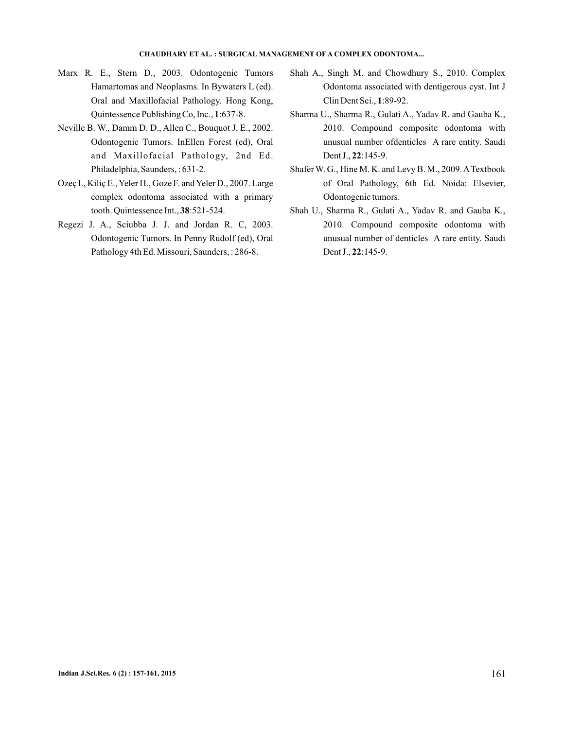Marx R. E., Stern D., 2003. Odontogenic Tumors Hamartomas and Neoplasms. In Bywaters L (ed). Oral and Maxillofacial Pathology. Hong Kong, Quintessence Publishing Co, Inc., **1**:637-8.

Neville B. W., Damm D. D., Allen C., Bouquot J. E., 2002. Odontogenic Tumors. InEllen Forest (ed), Oral and Maxillofacial Pathology, 2nd Ed. Philadelphia, Saunders, : 631-2.

Ozeç I., Kiliç E., Yeler H., Goze F. and Yeler D., 2007. Large complex odontoma associated with a primary tooth. Quintessence Int., **38**:521-524.

Regezi J. A., Sciubba J. J. and Jordan R. C, 2003. Odontogenic Tumors. In Penny Rudolf (ed), Oral Pathology 4th Ed. Missouri, Saunders, : 286-8.

Shah A., Singh M. and Chowdhury S., 2010. Complex Odontoma associated with dentigerous cyst. Int J Clin Dent Sci., **1**:89-92.

Sharma U., Sharma R., Gulati A., Yadav R. and Gauba K., 2010. Compound composite odontoma with unusual number ofdenticles A rare entity. Saudi Dent J., **22**:145-9.

Shafer W. G., Hine M. K. and Levy B. M., 2009. A Textbook of Oral Pathology, 6th Ed. Noida: Elsevier, Odontogenic tumors.

Shah U., Sharma R., Gulati A., Yadav R. and Gauba K., 2010. Compound composite odontoma with unusual number of denticles A rare entity. Saudi Dent J., **22**:145-9.